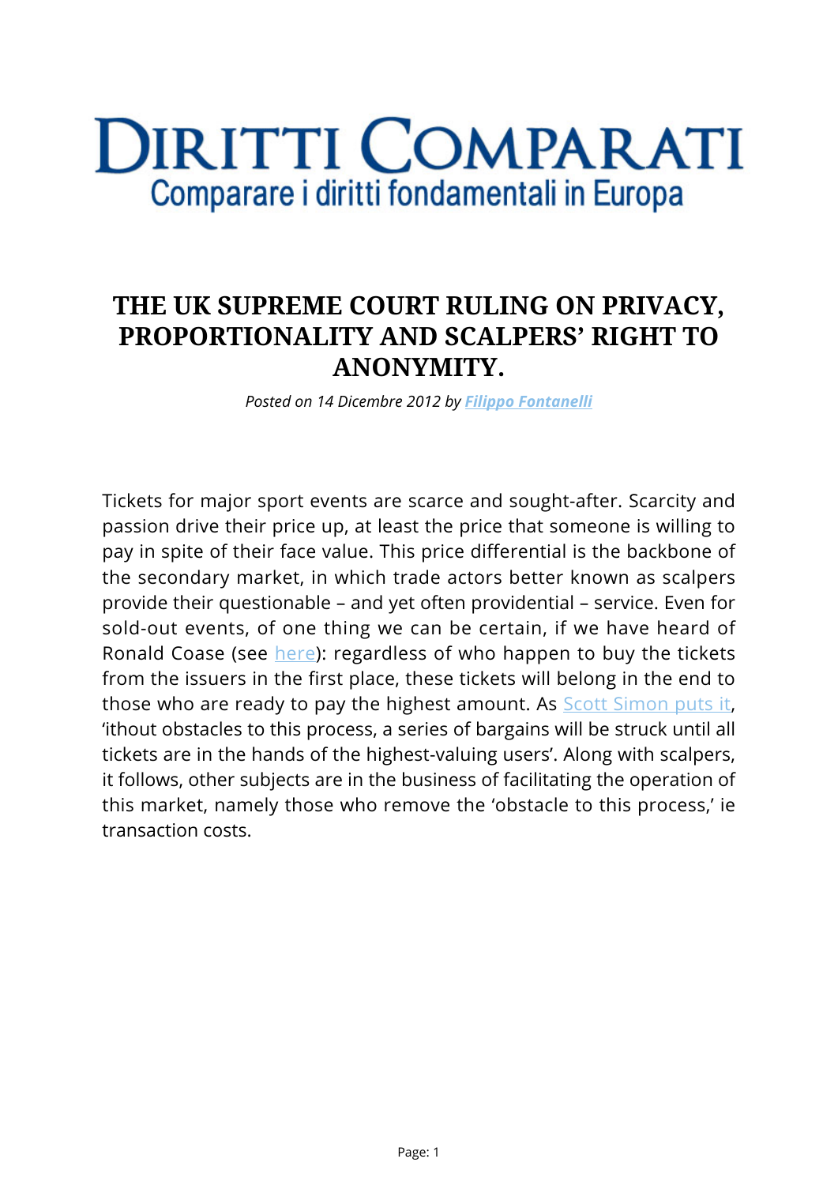# DIRITTI COMPARATI

Comparare i diritti fondamentali in Europa

## THE UK SUPREME COURT RULING ON PRIVACY, PROPORTIONALITY AND SCALPERS' RIGHT TO ANONYMITY.

*Posted on 14 Dicembre 2012 by **Filippo Fontanelli***

Tickets for major sport events are scarce and sought-after. Scarcity and passion drive their price up, at least the price that someone is willing to pay in spite of their face value. This price differential is the backbone of the secondary market, in which trade actors better known as scalpers provide their questionable – and yet often providential – service. Even for sold-out events, of one thing we can be certain, if we have heard of Ronald Coase (see here): regardless of who happen to buy the tickets from the issuers in the first place, these tickets will belong in the end to those who are ready to pay the highest amount. As Scott Simon puts it, 'ithout obstacles to this process, a series of bargains will be struck until all tickets are in the hands of the highest-valuing users'. Along with scalpers, it follows, other subjects are in the business of facilitating the operation of this market, namely those who remove the 'obstacle to this process,' ie transaction costs.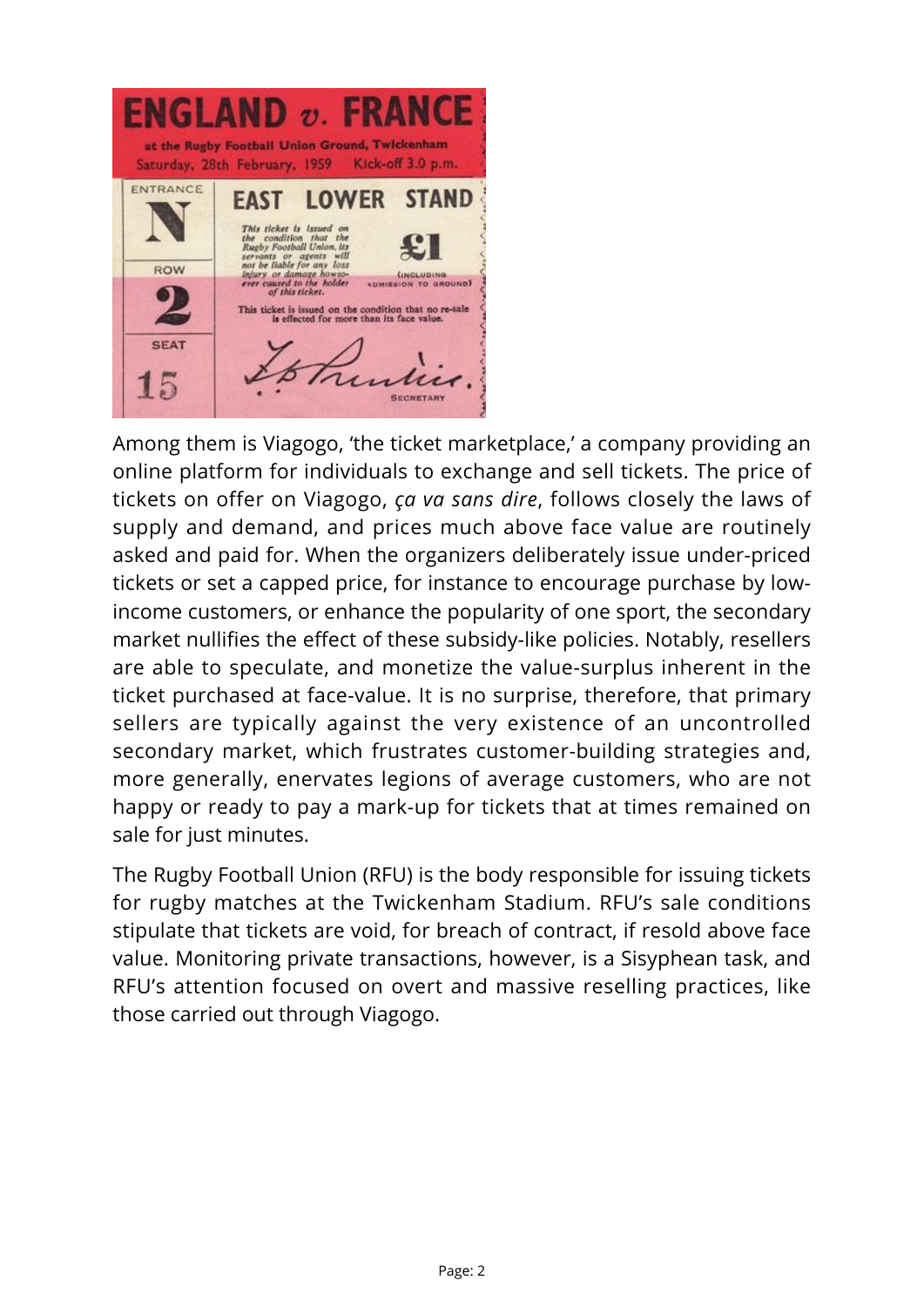Among them is Viagogo, 'the ticket marketplace,' a company providing an online platform for individuals to exchange and sell tickets. The price of tickets on offer on Viagogo, *ça va sans dire*, follows closely the laws of supply and demand, and prices much above face value are routinely asked and paid for. When the organizers deliberately issue under-priced tickets or set a capped price, for instance to encourage purchase by low-income customers, or enhance the popularity of one sport, the secondary market nullifies the effect of these subsidy-like policies. Notably, resellers are able to speculate, and monetize the value-surplus inherent in the ticket purchased at face-value. It is no surprise, therefore, that primary sellers are typically against the very existence of an uncontrolled secondary market, which frustrates customer-building strategies and, more generally, enervates legions of average customers, who are not happy or ready to pay a mark-up for tickets that at times remained on sale for just minutes.

The Rugby Football Union (RFU) is the body responsible for issuing tickets for rugby matches at the Twickenham Stadium. RFU's sale conditions stipulate that tickets are void, for breach of contract, if resold above face value. Monitoring private transactions, however, is a Sisyphean task, and RFU's attention focused on overt and massive reselling practices, like those carried out through Viagogo.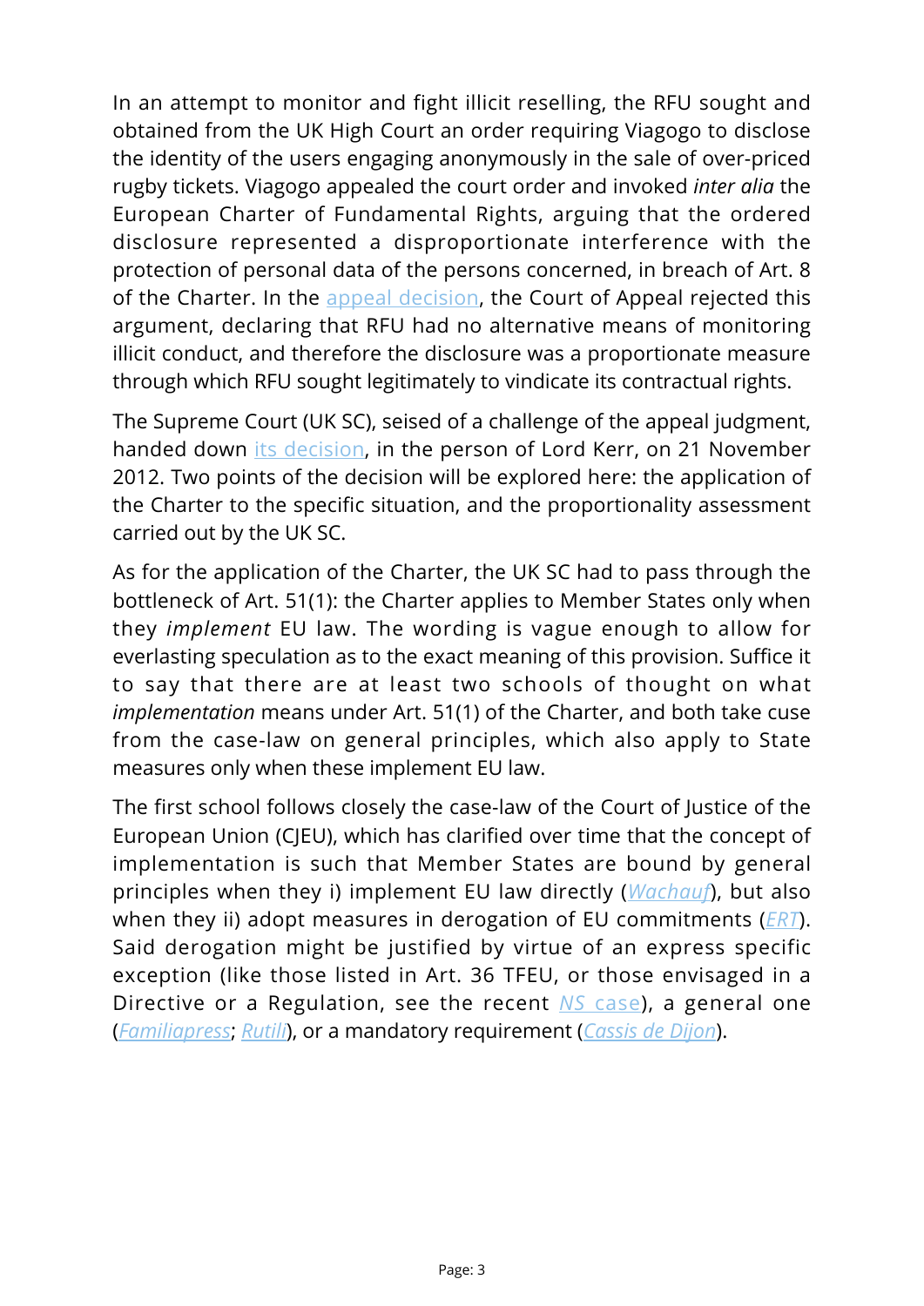In an attempt to monitor and fight illicit reselling, the RFU sought and obtained from the UK High Court an order requiring Viagogo to disclose the identity of the users engaging anonymously in the sale of over-priced rugby tickets. Viagogo appealed the court order and invoked *inter alia* the European Charter of Fundamental Rights, arguing that the ordered disclosure represented a disproportionate interference with the protection of personal data of the persons concerned, in breach of Art. 8 of the Charter. In the appeal decision, the Court of Appeal rejected this argument, declaring that RFU had no alternative means of monitoring illicit conduct, and therefore the disclosure was a proportionate measure through which RFU sought legitimately to vindicate its contractual rights.

The Supreme Court (UK SC), seised of a challenge of the appeal judgment, handed down its decision, in the person of Lord Kerr, on 21 November 2012. Two points of the decision will be explored here: the application of the Charter to the specific situation, and the proportionality assessment carried out by the UK SC.

As for the application of the Charter, the UK SC had to pass through the bottleneck of Art. 51(1): the Charter applies to Member States only when they *implement* EU law. The wording is vague enough to allow for everlasting speculation as to the exact meaning of this provision. Suffice it to say that there are at least two schools of thought on what *implementation* means under Art. 51(1) of the Charter, and both take cuse from the case-law on general principles, which also apply to State measures only when these implement EU law.

The first school follows closely the case-law of the Court of Justice of the European Union (CJEU), which has clarified over time that the concept of implementation is such that Member States are bound by general principles when they i) implement EU law directly (*Wachauf*), but also when they ii) adopt measures in derogation of EU commitments (*ERT*). Said derogation might be justified by virtue of an express specific exception (like those listed in Art. 36 TFEU, or those envisaged in a Directive or a Regulation, see the recent *NS* case), a general one (*Familiapress*; *Rutili*), or a mandatory requirement (*Cassis de Dijon*).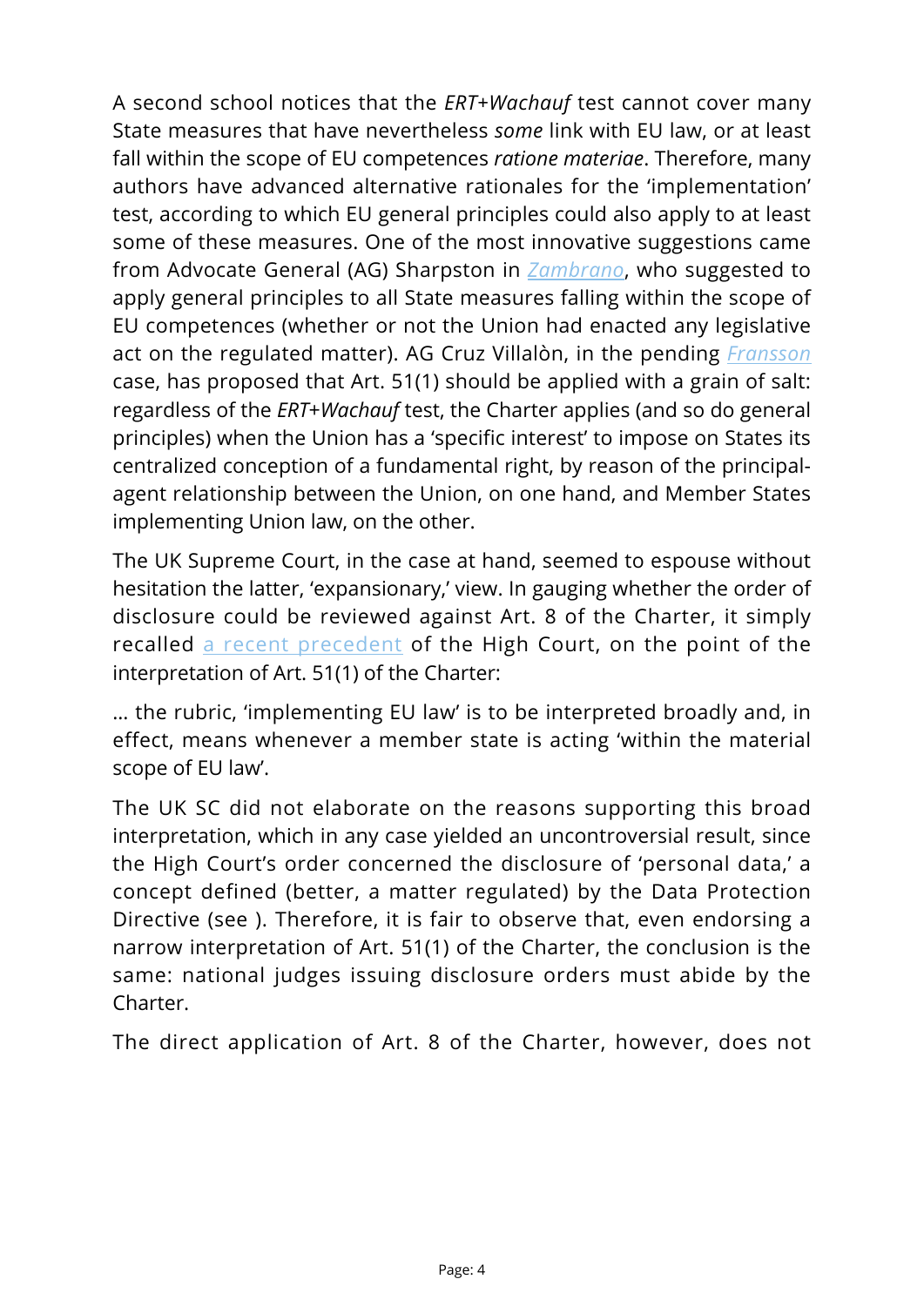A second school notices that the *ERT+Wachauf* test cannot cover many State measures that have nevertheless *some* link with EU law, or at least fall within the scope of EU competences *ratione materiae*. Therefore, many authors have advanced alternative rationales for the 'implementation' test, according to which EU general principles could also apply to at least some of these measures. One of the most innovative suggestions came from Advocate General (AG) Sharpston in *Zambrano*, who suggested to apply general principles to all State measures falling within the scope of EU competences (whether or not the Union had enacted any legislative act on the regulated matter). AG Cruz Villalòn, in the pending *Fransson* case, has proposed that Art. 51(1) should be applied with a grain of salt: regardless of the *ERT+Wachauf* test, the Charter applies (and so do general principles) when the Union has a 'specific interest' to impose on States its centralized conception of a fundamental right, by reason of the principal-agent relationship between the Union, on one hand, and Member States implementing Union law, on the other.

The UK Supreme Court, in the case at hand, seemed to espouse without hesitation the latter, 'expansionary,' view. In gauging whether the order of disclosure could be reviewed against Art. 8 of the Charter, it simply recalled a recent precedent of the High Court, on the point of the interpretation of Art. 51(1) of the Charter:

… the rubric, 'implementing EU law' is to be interpreted broadly and, in effect, means whenever a member state is acting 'within the material scope of EU law'.

The UK SC did not elaborate on the reasons supporting this broad interpretation, which in any case yielded an uncontroversial result, since the High Court's order concerned the disclosure of 'personal data,' a concept defined (better, a matter regulated) by the Data Protection Directive (see ). Therefore, it is fair to observe that, even endorsing a narrow interpretation of Art. 51(1) of the Charter, the conclusion is the same: national judges issuing disclosure orders must abide by the Charter.

The direct application of Art. 8 of the Charter, however, does not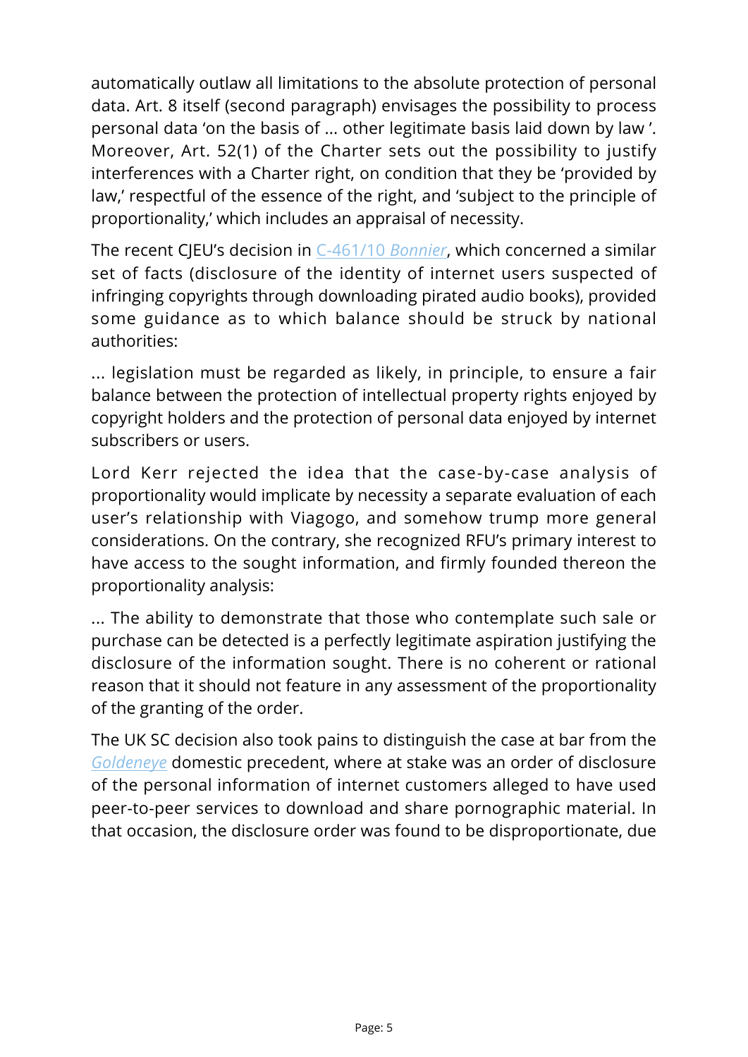automatically outlaw all limitations to the absolute protection of personal data. Art. 8 itself (second paragraph) envisages the possibility to process personal data 'on the basis of ... other legitimate basis laid down by law '. Moreover, Art. 52(1) of the Charter sets out the possibility to justify interferences with a Charter right, on condition that they be 'provided by law,' respectful of the essence of the right, and 'subject to the principle of proportionality,' which includes an appraisal of necessity.

The recent CJEU's decision in C-461/10 *Bonnier*, which concerned a similar set of facts (disclosure of the identity of internet users suspected of infringing copyrights through downloading pirated audio books), provided some guidance as to which balance should be struck by national authorities:

... legislation must be regarded as likely, in principle, to ensure a fair balance between the protection of intellectual property rights enjoyed by copyright holders and the protection of personal data enjoyed by internet subscribers or users.

Lord Kerr rejected the idea that the case-by-case analysis of proportionality would implicate by necessity a separate evaluation of each user's relationship with Viagogo, and somehow trump more general considerations. On the contrary, she recognized RFU's primary interest to have access to the sought information, and firmly founded thereon the proportionality analysis:

... The ability to demonstrate that those who contemplate such sale or purchase can be detected is a perfectly legitimate aspiration justifying the disclosure of the information sought. There is no coherent or rational reason that it should not feature in any assessment of the proportionality of the granting of the order.

The UK SC decision also took pains to distinguish the case at bar from the *Goldeneye* domestic precedent, where at stake was an order of disclosure of the personal information of internet customers alleged to have used peer-to-peer services to download and share pornographic material. In that occasion, the disclosure order was found to be disproportionate, due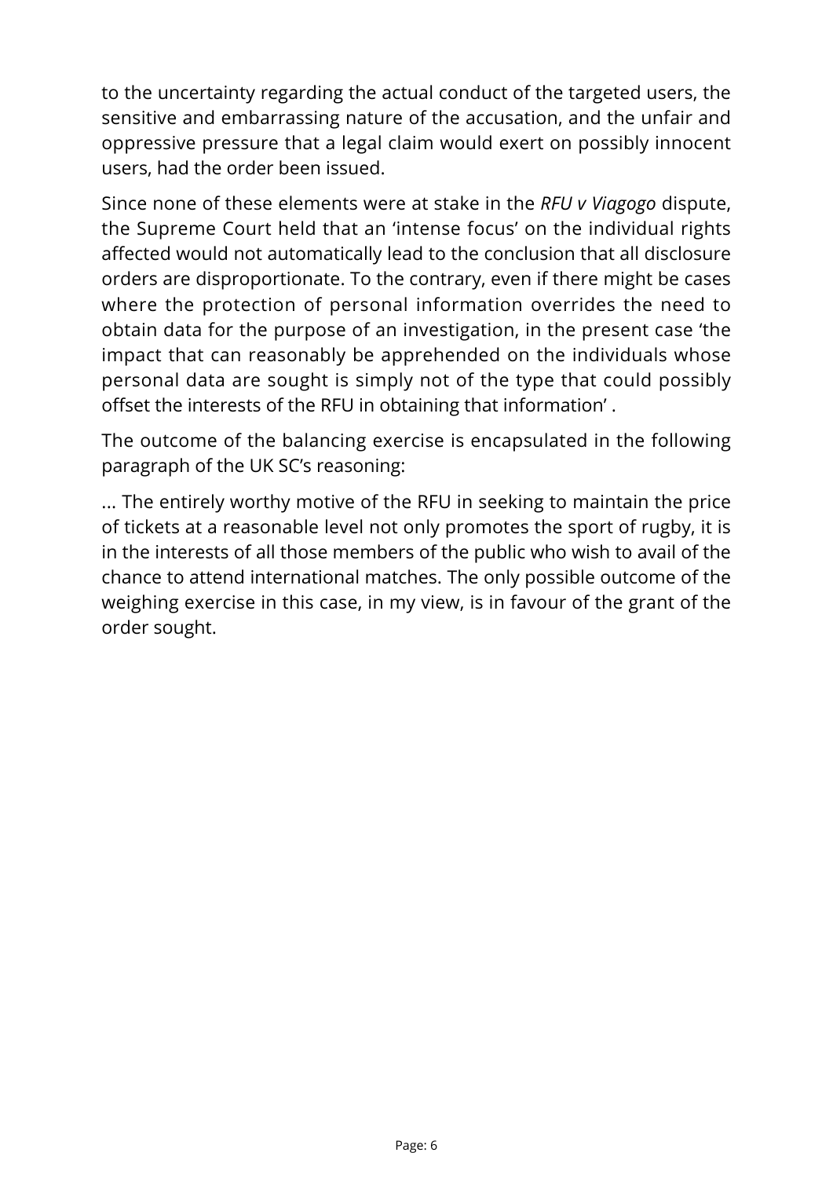to the uncertainty regarding the actual conduct of the targeted users, the sensitive and embarrassing nature of the accusation, and the unfair and oppressive pressure that a legal claim would exert on possibly innocent users, had the order been issued.

Since none of these elements were at stake in the *RFU v Viagogo* dispute, the Supreme Court held that an 'intense focus' on the individual rights affected would not automatically lead to the conclusion that all disclosure orders are disproportionate. To the contrary, even if there might be cases where the protection of personal information overrides the need to obtain data for the purpose of an investigation, in the present case 'the impact that can reasonably be apprehended on the individuals whose personal data are sought is simply not of the type that could possibly offset the interests of the RFU in obtaining that information' .

The outcome of the balancing exercise is encapsulated in the following paragraph of the UK SC's reasoning:

... The entirely worthy motive of the RFU in seeking to maintain the price of tickets at a reasonable level not only promotes the sport of rugby, it is in the interests of all those members of the public who wish to avail of the chance to attend international matches. The only possible outcome of the weighing exercise in this case, in my view, is in favour of the grant of the order sought.